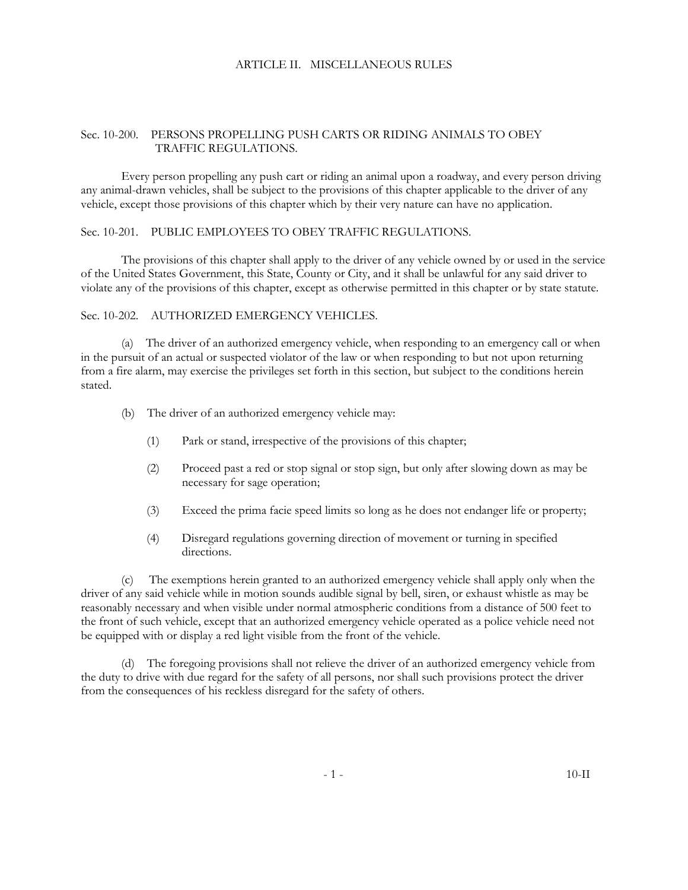# ARTICLE II. MISCELLANEOUS RULES

## Sec. 10-200. PERSONS PROPELLING PUSH CARTS OR RIDING ANIMALS TO OBEY TRAFFIC REGULATIONS.

Every person propelling any push cart or riding an animal upon a roadway, and every person driving any animal-drawn vehicles, shall be subject to the provisions of this chapter applicable to the driver of any vehicle, except those provisions of this chapter which by their very nature can have no application.

## Sec. 10-201. PUBLIC EMPLOYEES TO OBEY TRAFFIC REGULATIONS.

The provisions of this chapter shall apply to the driver of any vehicle owned by or used in the service of the United States Government, this State, County or City, and it shall be unlawful for any said driver to violate any of the provisions of this chapter, except as otherwise permitted in this chapter or by state statute.

## Sec. 10-202. AUTHORIZED EMERGENCY VEHICLES.

(a) The driver of an authorized emergency vehicle, when responding to an emergency call or when in the pursuit of an actual or suspected violator of the law or when responding to but not upon returning from a fire alarm, may exercise the privileges set forth in this section, but subject to the conditions herein stated.

(b) The driver of an authorized emergency vehicle may:

(1) Park or stand, irrespective of the provisions of this chapter;

(2) Proceed past a red or stop signal or stop sign, but only after slowing down as may be necessary for sage operation;

(3) Exceed the prima facie speed limits so long as he does not endanger life or property;

(4) Disregard regulations governing direction of movement or turning in specified directions.

(c) The exemptions herein granted to an authorized emergency vehicle shall apply only when the driver of any said vehicle while in motion sounds audible signal by bell, siren, or exhaust whistle as may be reasonably necessary and when visible under normal atmospheric conditions from a distance of 500 feet to the front of such vehicle, except that an authorized emergency vehicle operated as a police vehicle need not be equipped with or display a red light visible from the front of the vehicle.

(d) The foregoing provisions shall not relieve the driver of an authorized emergency vehicle from the duty to drive with due regard for the safety of all persons, nor shall such provisions protect the driver from the consequences of his reckless disregard for the safety of others.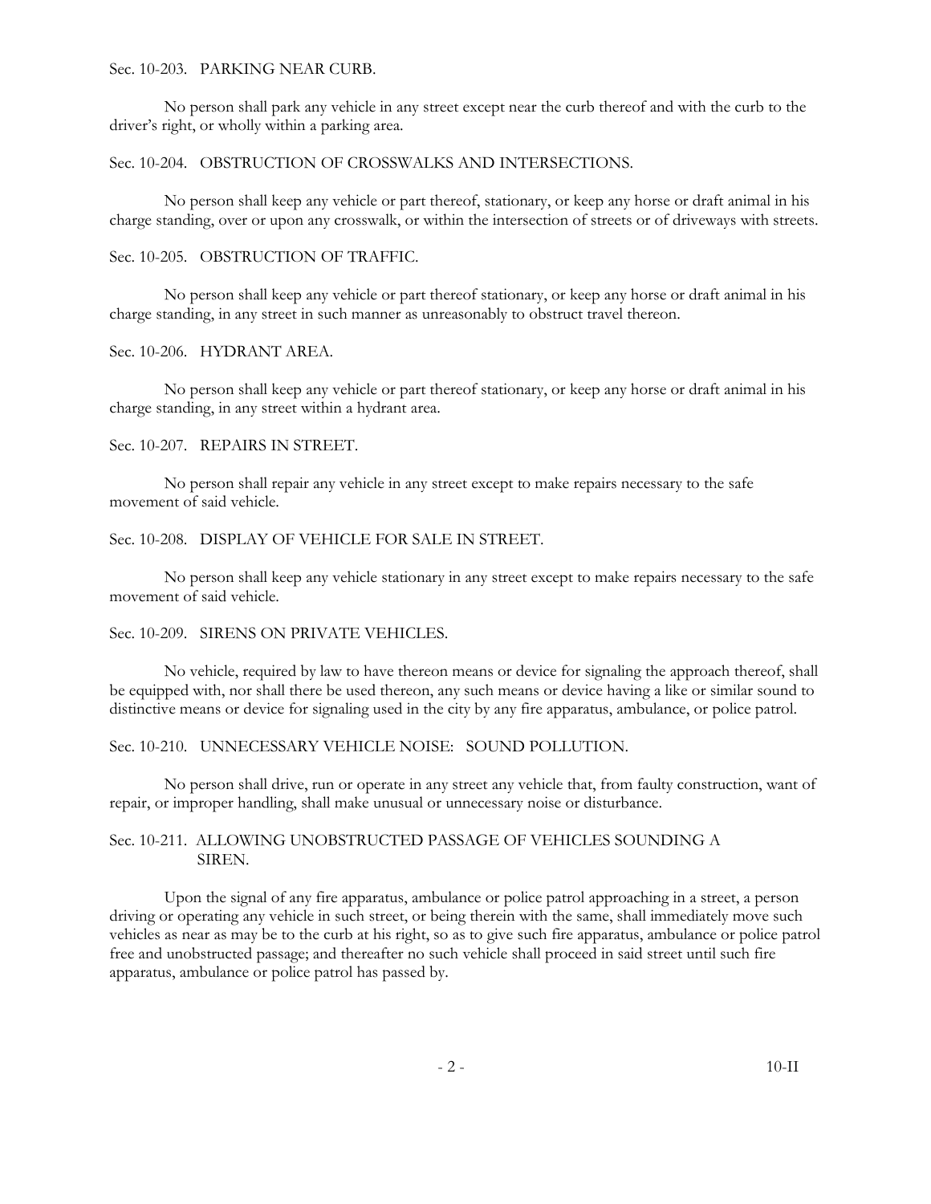### Sec. 10-203. PARKING NEAR CURB.

No person shall park any vehicle in any street except near the curb thereof and with the curb to the driver's right, or wholly within a parking area.

### Sec. 10-204. OBSTRUCTION OF CROSSWALKS AND INTERSECTIONS.

No person shall keep any vehicle or part thereof, stationary, or keep any horse or draft animal in his charge standing, over or upon any crosswalk, or within the intersection of streets or of driveways with streets.

### Sec. 10-205. OBSTRUCTION OF TRAFFIC.

No person shall keep any vehicle or part thereof stationary, or keep any horse or draft animal in his charge standing, in any street in such manner as unreasonably to obstruct travel thereon.

### Sec. 10-206. HYDRANT AREA.

No person shall keep any vehicle or part thereof stationary, or keep any horse or draft animal in his charge standing, in any street within a hydrant area.

### Sec. 10-207. REPAIRS IN STREET.

No person shall repair any vehicle in any street except to make repairs necessary to the safe movement of said vehicle.

### Sec. 10-208. DISPLAY OF VEHICLE FOR SALE IN STREET.

No person shall keep any vehicle stationary in any street except to make repairs necessary to the safe movement of said vehicle.

### Sec. 10-209. SIRENS ON PRIVATE VEHICLES.

No vehicle, required by law to have thereon means or device for signaling the approach thereof, shall be equipped with, nor shall there be used thereon, any such means or device having a like or similar sound to distinctive means or device for signaling used in the city by any fire apparatus, ambulance, or police patrol.

### Sec. 10-210. UNNECESSARY VEHICLE NOISE: SOUND POLLUTION.

No person shall drive, run or operate in any street any vehicle that, from faulty construction, want of repair, or improper handling, shall make unusual or unnecessary noise or disturbance.

### Sec. 10-211. ALLOWING UNOBSTRUCTED PASSAGE OF VEHICLES SOUNDING A SIREN.

Upon the signal of any fire apparatus, ambulance or police patrol approaching in a street, a person driving or operating any vehicle in such street, or being therein with the same, shall immediately move such vehicles as near as may be to the curb at his right, so as to give such fire apparatus, ambulance or police patrol free and unobstructed passage; and thereafter no such vehicle shall proceed in said street until such fire apparatus, ambulance or police patrol has passed by.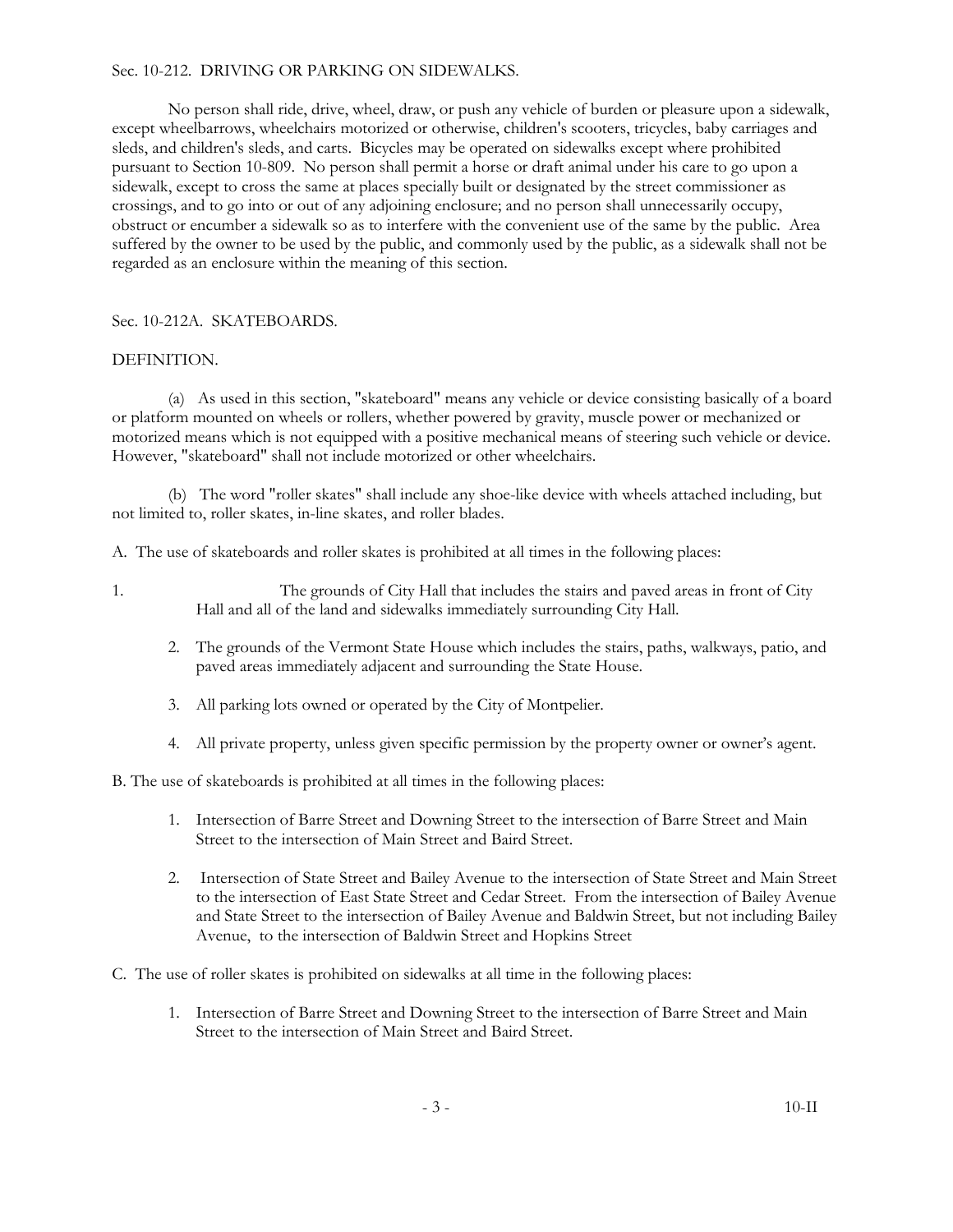Sec. 10-212. DRIVING OR PARKING ON SIDEWALKS.

No person shall ride, drive, wheel, draw, or push any vehicle of burden or pleasure upon a sidewalk, except wheelbarrows, wheelchairs motorized or otherwise, children's scooters, tricycles, baby carriages and sleds, and children's sleds, and carts. Bicycles may be operated on sidewalks except where prohibited pursuant to Section 10-809. No person shall permit a horse or draft animal under his care to go upon a sidewalk, except to cross the same at places specially built or designated by the street commissioner as crossings, and to go into or out of any adjoining enclosure; and no person shall unnecessarily occupy, obstruct or encumber a sidewalk so as to interfere with the convenient use of the same by the public. Area suffered by the owner to be used by the public, and commonly used by the public, as a sidewalk shall not be regarded as an enclosure within the meaning of this section.

Sec. 10-212A. SKATEBOARDS.

DEFINITION.

(a) As used in this section, "skateboard" means any vehicle or device consisting basically of a board or platform mounted on wheels or rollers, whether powered by gravity, muscle power or mechanized or motorized means which is not equipped with a positive mechanical means of steering such vehicle or device. However, "skateboard" shall not include motorized or other wheelchairs.

(b) The word "roller skates" shall include any shoe-like device with wheels attached including, but not limited to, roller skates, in-line skates, and roller blades.

A. The use of skateboards and roller skates is prohibited at all times in the following places:

1. The grounds of City Hall that includes the stairs and paved areas in front of City Hall and all of the land and sidewalks immediately surrounding City Hall.
2. The grounds of the Vermont State House which includes the stairs, paths, walkways, patio, and paved areas immediately adjacent and surrounding the State House.
3. All parking lots owned or operated by the City of Montpelier.
4. All private property, unless given specific permission by the property owner or owner's agent.

B. The use of skateboards is prohibited at all times in the following places:

1. Intersection of Barre Street and Downing Street to the intersection of Barre Street and Main Street to the intersection of Main Street and Baird Street.
2. Intersection of State Street and Bailey Avenue to the intersection of State Street and Main Street to the intersection of East State Street and Cedar Street. From the intersection of Bailey Avenue and State Street to the intersection of Bailey Avenue and Baldwin Street, but not including Bailey Avenue, to the intersection of Baldwin Street and Hopkins Street

C. The use of roller skates is prohibited on sidewalks at all time in the following places:

1. Intersection of Barre Street and Downing Street to the intersection of Barre Street and Main Street to the intersection of Main Street and Baird Street.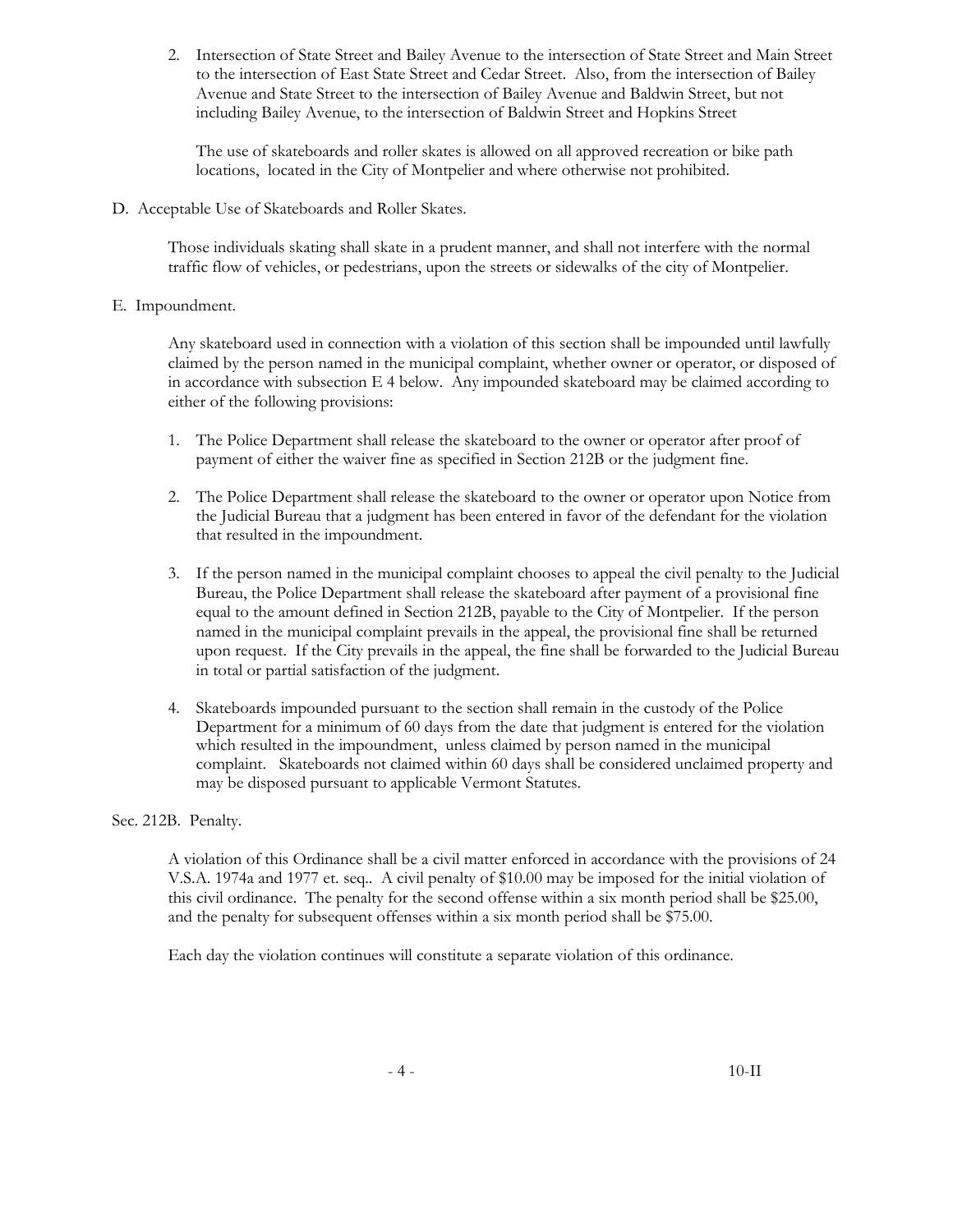2. Intersection of State Street and Bailey Avenue to the intersection of State Street and Main Street to the intersection of East State Street and Cedar Street. Also, from the intersection of Bailey Avenue and State Street to the intersection of Bailey Avenue and Baldwin Street, but not including Bailey Avenue, to the intersection of Baldwin Street and Hopkins Street

   The use of skateboards and roller skates is allowed on all approved recreation or bike path locations, located in the City of Montpelier and where otherwise not prohibited.

D. Acceptable Use of Skateboards and Roller Skates.

   Those individuals skating shall skate in a prudent manner, and shall not interfere with the normal traffic flow of vehicles, or pedestrians, upon the streets or sidewalks of the city of Montpelier.

E. Impoundment.

   Any skateboard used in connection with a violation of this section shall be impounded until lawfully claimed by the person named in the municipal complaint, whether owner or operator, or disposed of in accordance with subsection E 4 below. Any impounded skateboard may be claimed according to either of the following provisions:

   1. The Police Department shall release the skateboard to the owner or operator after proof of payment of either the waiver fine as specified in Section 212B or the judgment fine.

   2. The Police Department shall release the skateboard to the owner or operator upon Notice from the Judicial Bureau that a judgment has been entered in favor of the defendant for the violation that resulted in the impoundment.

   3. If the person named in the municipal complaint chooses to appeal the civil penalty to the Judicial Bureau, the Police Department shall release the skateboard after payment of a provisional fine equal to the amount defined in Section 212B, payable to the City of Montpelier. If the person named in the municipal complaint prevails in the appeal, the provisional fine shall be returned upon request. If the City prevails in the appeal, the fine shall be forwarded to the Judicial Bureau in total or partial satisfaction of the judgment.

   4. Skateboards impounded pursuant to the section shall remain in the custody of the Police Department for a minimum of 60 days from the date that judgment is entered for the violation which resulted in the impoundment, unless claimed by person named in the municipal complaint. Skateboards not claimed within 60 days shall be considered unclaimed property and may be disposed pursuant to applicable Vermont Statutes.

Sec. 212B. Penalty.

   A violation of this Ordinance shall be a civil matter enforced in accordance with the provisions of 24 V.S.A. 1974a and 1977 et. seq.. A civil penalty of $10.00 may be imposed for the initial violation of this civil ordinance. The penalty for the second offense within a six month period shall be $25.00, and the penalty for subsequent offenses within a six month period shall be $75.00.

   Each day the violation continues will constitute a separate violation of this ordinance.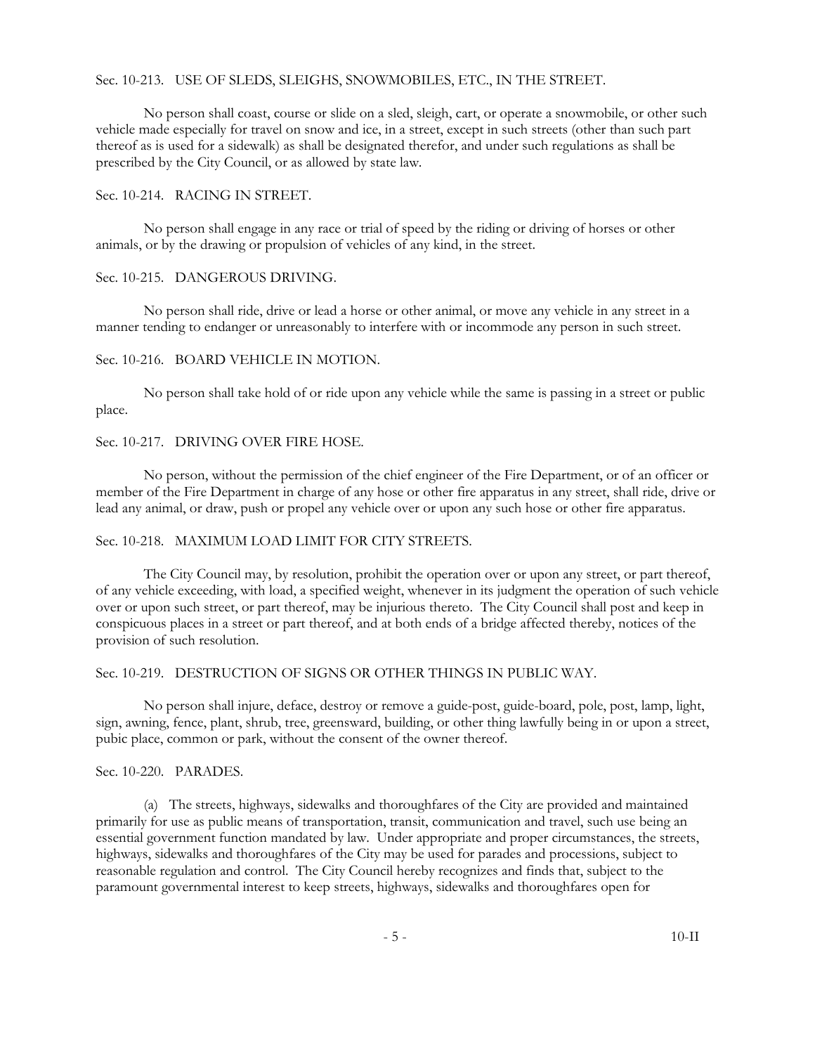Sec. 10-213. USE OF SLEDS, SLEIGHS, SNOWMOBILES, ETC., IN THE STREET.

No person shall coast, course or slide on a sled, sleigh, cart, or operate a snowmobile, or other such vehicle made especially for travel on snow and ice, in a street, except in such streets (other than such part thereof as is used for a sidewalk) as shall be designated therefor, and under such regulations as shall be prescribed by the City Council, or as allowed by state law.

Sec. 10-214. RACING IN STREET.

No person shall engage in any race or trial of speed by the riding or driving of horses or other animals, or by the drawing or propulsion of vehicles of any kind, in the street.

Sec. 10-215. DANGEROUS DRIVING.

No person shall ride, drive or lead a horse or other animal, or move any vehicle in any street in a manner tending to endanger or unreasonably to interfere with or incommode any person in such street.

Sec. 10-216. BOARD VEHICLE IN MOTION.

No person shall take hold of or ride upon any vehicle while the same is passing in a street or public place.

Sec. 10-217. DRIVING OVER FIRE HOSE.

No person, without the permission of the chief engineer of the Fire Department, or of an officer or member of the Fire Department in charge of any hose or other fire apparatus in any street, shall ride, drive or lead any animal, or draw, push or propel any vehicle over or upon any such hose or other fire apparatus.

Sec. 10-218. MAXIMUM LOAD LIMIT FOR CITY STREETS.

The City Council may, by resolution, prohibit the operation over or upon any street, or part thereof, of any vehicle exceeding, with load, a specified weight, whenever in its judgment the operation of such vehicle over or upon such street, or part thereof, may be injurious thereto. The City Council shall post and keep in conspicuous places in a street or part thereof, and at both ends of a bridge affected thereby, notices of the provision of such resolution.

Sec. 10-219. DESTRUCTION OF SIGNS OR OTHER THINGS IN PUBLIC WAY.

No person shall injure, deface, destroy or remove a guide-post, guide-board, pole, post, lamp, light, sign, awning, fence, plant, shrub, tree, greensward, building, or other thing lawfully being in or upon a street, pubic place, common or park, without the consent of the owner thereof.

Sec. 10-220. PARADES.

(a) The streets, highways, sidewalks and thoroughfares of the City are provided and maintained primarily for use as public means of transportation, transit, communication and travel, such use being an essential government function mandated by law. Under appropriate and proper circumstances, the streets, highways, sidewalks and thoroughfares of the City may be used for parades and processions, subject to reasonable regulation and control. The City Council hereby recognizes and finds that, subject to the paramount governmental interest to keep streets, highways, sidewalks and thoroughfares open for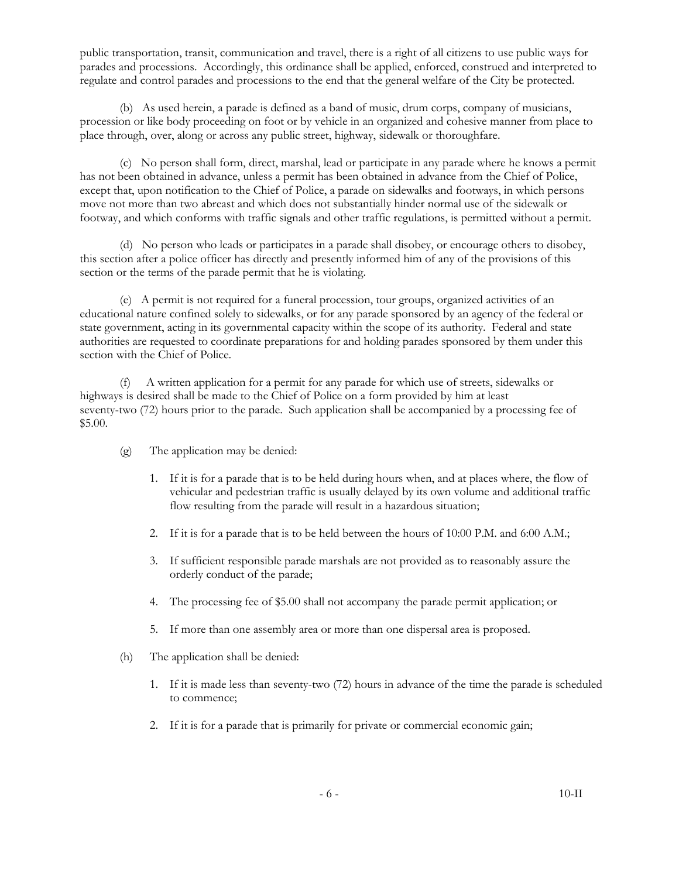public transportation, transit, communication and travel, there is a right of all citizens to use public ways for parades and processions. Accordingly, this ordinance shall be applied, enforced, construed and interpreted to regulate and control parades and processions to the end that the general welfare of the City be protected.

(b) As used herein, a parade is defined as a band of music, drum corps, company of musicians, procession or like body proceeding on foot or by vehicle in an organized and cohesive manner from place to place through, over, along or across any public street, highway, sidewalk or thoroughfare.

(c) No person shall form, direct, marshal, lead or participate in any parade where he knows a permit has not been obtained in advance, unless a permit has been obtained in advance from the Chief of Police, except that, upon notification to the Chief of Police, a parade on sidewalks and footways, in which persons move not more than two abreast and which does not substantially hinder normal use of the sidewalk or footway, and which conforms with traffic signals and other traffic regulations, is permitted without a permit.

(d) No person who leads or participates in a parade shall disobey, or encourage others to disobey, this section after a police officer has directly and presently informed him of any of the provisions of this section or the terms of the parade permit that he is violating.

(e) A permit is not required for a funeral procession, tour groups, organized activities of an educational nature confined solely to sidewalks, or for any parade sponsored by an agency of the federal or state government, acting in its governmental capacity within the scope of its authority. Federal and state authorities are requested to coordinate preparations for and holding parades sponsored by them under this section with the Chief of Police.

(f) A written application for a permit for any parade for which use of streets, sidewalks or highways is desired shall be made to the Chief of Police on a form provided by him at least seventy-two (72) hours prior to the parade. Such application shall be accompanied by a processing fee of $5.00.

(g) The application may be denied:

1. If it is for a parade that is to be held during hours when, and at places where, the flow of vehicular and pedestrian traffic is usually delayed by its own volume and additional traffic flow resulting from the parade will result in a hazardous situation;

2. If it is for a parade that is to be held between the hours of 10:00 P.M. and 6:00 A.M.;

3. If sufficient responsible parade marshals are not provided as to reasonably assure the orderly conduct of the parade;

4. The processing fee of $5.00 shall not accompany the parade permit application; or

5. If more than one assembly area or more than one dispersal area is proposed.

(h) The application shall be denied:

1. If it is made less than seventy-two (72) hours in advance of the time the parade is scheduled to commence;

2. If it is for a parade that is primarily for private or commercial economic gain;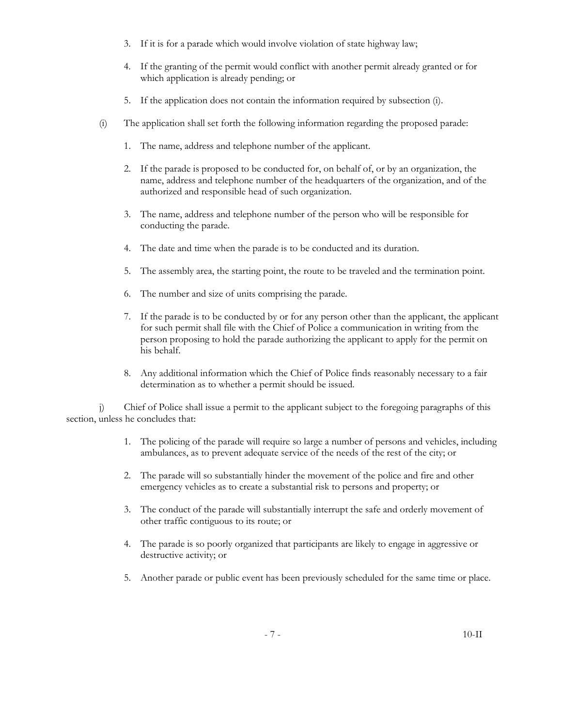3. If it is for a parade which would involve violation of state highway law;

4. If the granting of the permit would conflict with another permit already granted or for which application is already pending; or

5. If the application does not contain the information required by subsection (i).

(i) The application shall set forth the following information regarding the proposed parade:

1. The name, address and telephone number of the applicant.

2. If the parade is proposed to be conducted for, on behalf of, or by an organization, the name, address and telephone number of the headquarters of the organization, and of the authorized and responsible head of such organization.

3. The name, address and telephone number of the person who will be responsible for conducting the parade.

4. The date and time when the parade is to be conducted and its duration.

5. The assembly area, the starting point, the route to be traveled and the termination point.

6. The number and size of units comprising the parade.

7. If the parade is to be conducted by or for any person other than the applicant, the applicant for such permit shall file with the Chief of Police a communication in writing from the person proposing to hold the parade authorizing the applicant to apply for the permit on his behalf.

8. Any additional information which the Chief of Police finds reasonably necessary to a fair determination as to whether a permit should be issued.

j) Chief of Police shall issue a permit to the applicant subject to the foregoing paragraphs of this section, unless he concludes that:

1. The policing of the parade will require so large a number of persons and vehicles, including ambulances, as to prevent adequate service of the needs of the rest of the city; or

2. The parade will so substantially hinder the movement of the police and fire and other emergency vehicles as to create a substantial risk to persons and property; or

3. The conduct of the parade will substantially interrupt the safe and orderly movement of other traffic contiguous to its route; or

4. The parade is so poorly organized that participants are likely to engage in aggressive or destructive activity; or

5. Another parade or public event has been previously scheduled for the same time or place.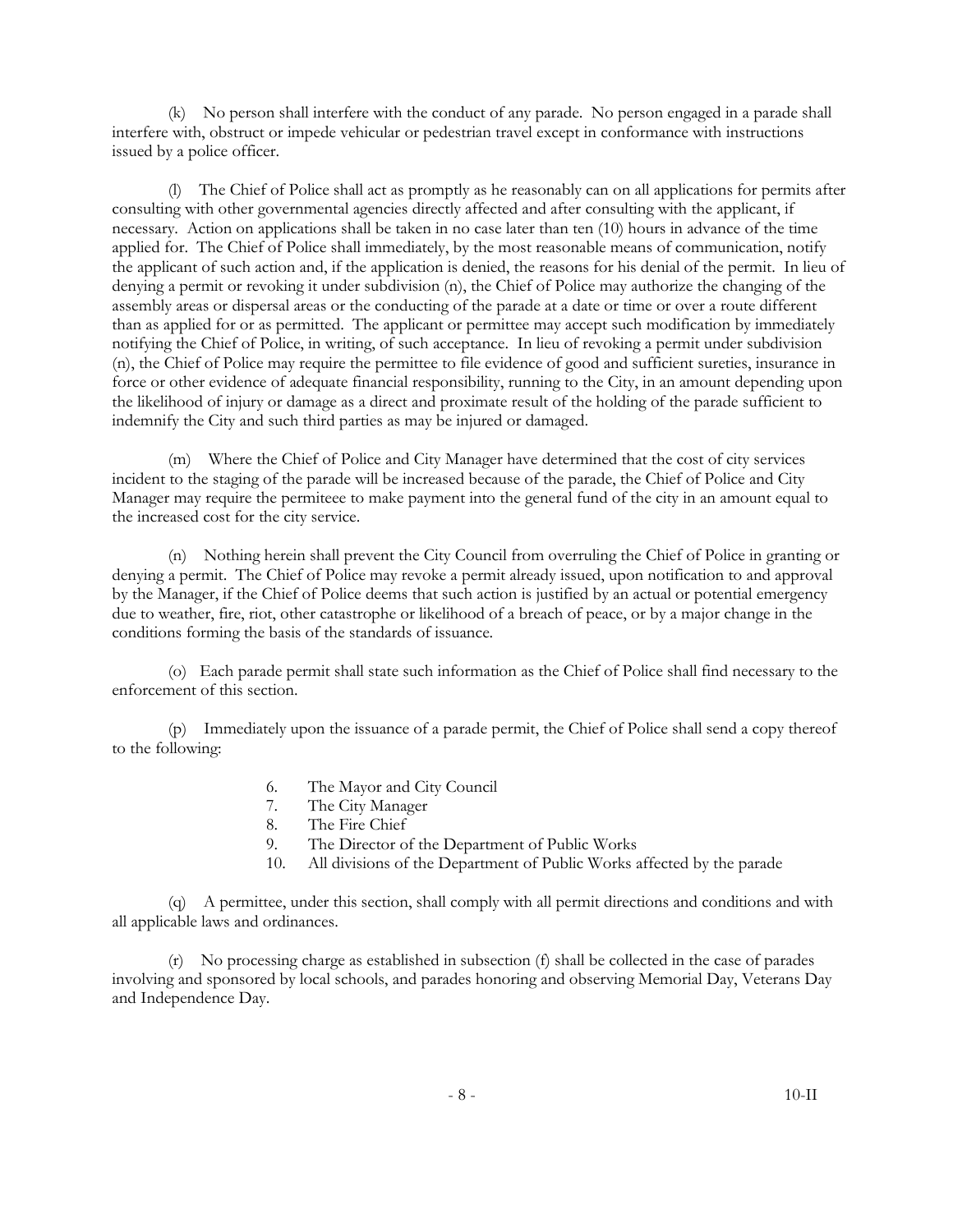(k) No person shall interfere with the conduct of any parade. No person engaged in a parade shall interfere with, obstruct or impede vehicular or pedestrian travel except in conformance with instructions issued by a police officer.

(l) The Chief of Police shall act as promptly as he reasonably can on all applications for permits after consulting with other governmental agencies directly affected and after consulting with the applicant, if necessary. Action on applications shall be taken in no case later than ten (10) hours in advance of the time applied for. The Chief of Police shall immediately, by the most reasonable means of communication, notify the applicant of such action and, if the application is denied, the reasons for his denial of the permit. In lieu of denying a permit or revoking it under subdivision (n), the Chief of Police may authorize the changing of the assembly areas or dispersal areas or the conducting of the parade at a date or time or over a route different than as applied for or as permitted. The applicant or permittee may accept such modification by immediately notifying the Chief of Police, in writing, of such acceptance. In lieu of revoking a permit under subdivision (n), the Chief of Police may require the permittee to file evidence of good and sufficient sureties, insurance in force or other evidence of adequate financial responsibility, running to the City, in an amount depending upon the likelihood of injury or damage as a direct and proximate result of the holding of the parade sufficient to indemnify the City and such third parties as may be injured or damaged.

(m) Where the Chief of Police and City Manager have determined that the cost of city services incident to the staging of the parade will be increased because of the parade, the Chief of Police and City Manager may require the permiteee to make payment into the general fund of the city in an amount equal to the increased cost for the city service.

(n) Nothing herein shall prevent the City Council from overruling the Chief of Police in granting or denying a permit. The Chief of Police may revoke a permit already issued, upon notification to and approval by the Manager, if the Chief of Police deems that such action is justified by an actual or potential emergency due to weather, fire, riot, other catastrophe or likelihood of a breach of peace, or by a major change in the conditions forming the basis of the standards of issuance.

(o) Each parade permit shall state such information as the Chief of Police shall find necessary to the enforcement of this section.

(p) Immediately upon the issuance of a parade permit, the Chief of Police shall send a copy thereof to the following:

6. The Mayor and City Council
7. The City Manager
8. The Fire Chief
9. The Director of the Department of Public Works
10. All divisions of the Department of Public Works affected by the parade

(q) A permittee, under this section, shall comply with all permit directions and conditions and with all applicable laws and ordinances.

(r) No processing charge as established in subsection (f) shall be collected in the case of parades involving and sponsored by local schools, and parades honoring and observing Memorial Day, Veterans Day and Independence Day.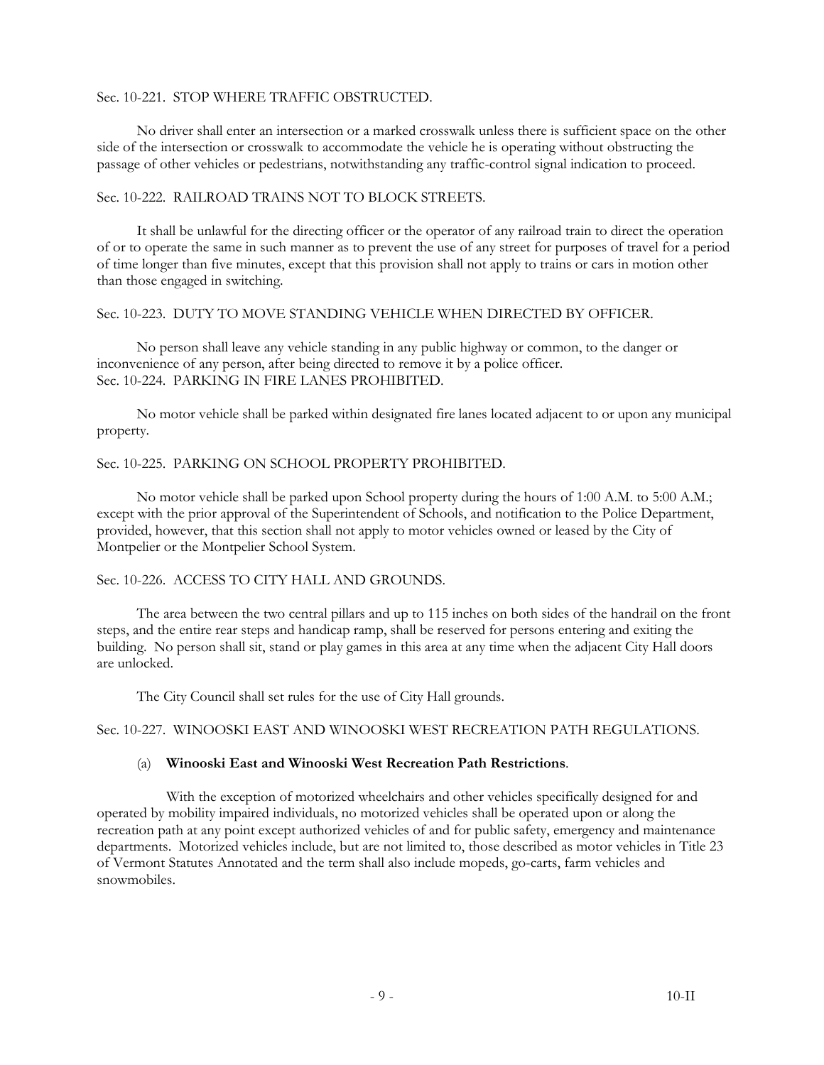Sec. 10-221. STOP WHERE TRAFFIC OBSTRUCTED.

No driver shall enter an intersection or a marked crosswalk unless there is sufficient space on the other side of the intersection or crosswalk to accommodate the vehicle he is operating without obstructing the passage of other vehicles or pedestrians, notwithstanding any traffic-control signal indication to proceed.

Sec. 10-222. RAILROAD TRAINS NOT TO BLOCK STREETS.

It shall be unlawful for the directing officer or the operator of any railroad train to direct the operation of or to operate the same in such manner as to prevent the use of any street for purposes of travel for a period of time longer than five minutes, except that this provision shall not apply to trains or cars in motion other than those engaged in switching.

Sec. 10-223. DUTY TO MOVE STANDING VEHICLE WHEN DIRECTED BY OFFICER.

No person shall leave any vehicle standing in any public highway or common, to the danger or inconvenience of any person, after being directed to remove it by a police officer.

Sec. 10-224. PARKING IN FIRE LANES PROHIBITED.

No motor vehicle shall be parked within designated fire lanes located adjacent to or upon any municipal property.

Sec. 10-225. PARKING ON SCHOOL PROPERTY PROHIBITED.

No motor vehicle shall be parked upon School property during the hours of 1:00 A.M. to 5:00 A.M.; except with the prior approval of the Superintendent of Schools, and notification to the Police Department, provided, however, that this section shall not apply to motor vehicles owned or leased by the City of Montpelier or the Montpelier School System.

Sec. 10-226. ACCESS TO CITY HALL AND GROUNDS.

The area between the two central pillars and up to 115 inches on both sides of the handrail on the front steps, and the entire rear steps and handicap ramp, shall be reserved for persons entering and exiting the building. No person shall sit, stand or play games in this area at any time when the adjacent City Hall doors are unlocked.

The City Council shall set rules for the use of City Hall grounds.

Sec. 10-227. WINOOSKI EAST AND WINOOSKI WEST RECREATION PATH REGULATIONS.

(a) **Winooski East and Winooski West Recreation Path Restrictions**.

With the exception of motorized wheelchairs and other vehicles specifically designed for and operated by mobility impaired individuals, no motorized vehicles shall be operated upon or along the recreation path at any point except authorized vehicles of and for public safety, emergency and maintenance departments. Motorized vehicles include, but are not limited to, those described as motor vehicles in Title 23 of Vermont Statutes Annotated and the term shall also include mopeds, go-carts, farm vehicles and snowmobiles.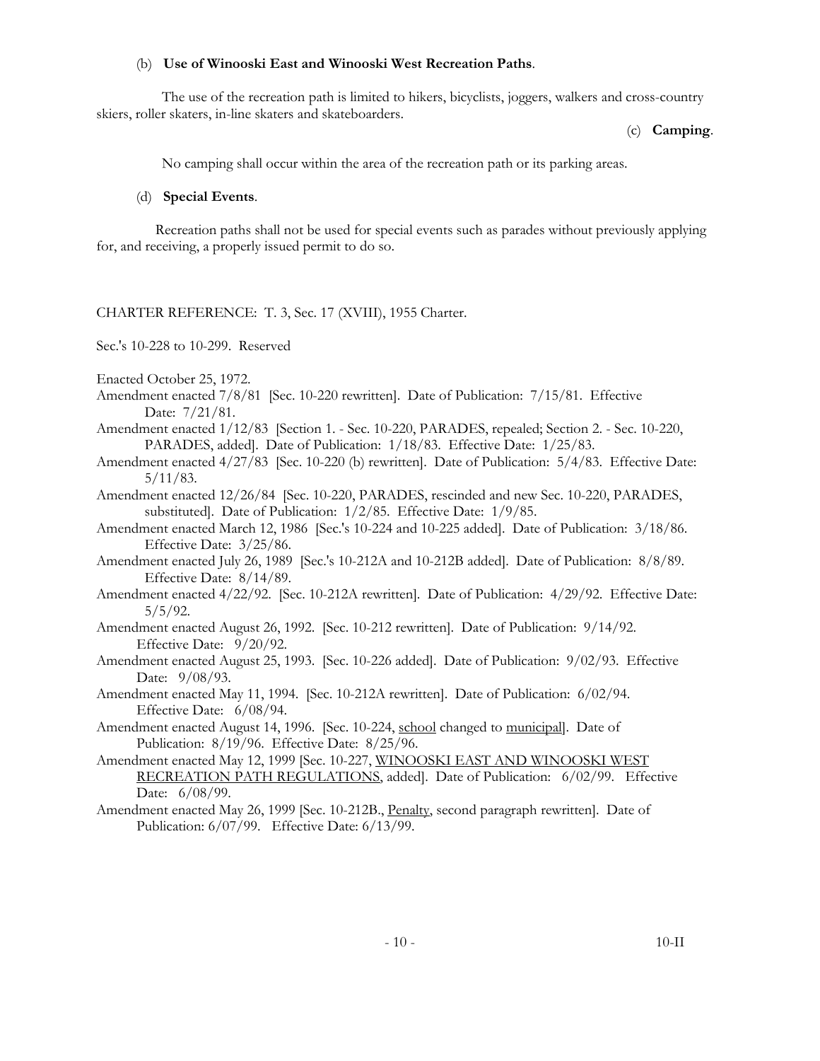(b) **Use of Winooski East and Winooski West Recreation Paths**.

The use of the recreation path is limited to hikers, bicyclists, joggers, walkers and cross-country skiers, roller skaters, in-line skaters and skateboarders.

(c) **Camping**.

No camping shall occur within the area of the recreation path or its parking areas.

(d) **Special Events**.

Recreation paths shall not be used for special events such as parades without previously applying for, and receiving, a properly issued permit to do so.

CHARTER REFERENCE: T. 3, Sec. 17 (XVIII), 1955 Charter.

Sec.'s 10-228 to 10-299. Reserved

Enacted October 25, 1972.

Amendment enacted 7/8/81 [Sec. 10-220 rewritten]. Date of Publication: 7/15/81. Effective Date: 7/21/81.

Amendment enacted 1/12/83 [Section 1. - Sec. 10-220, PARADES, repealed; Section 2. - Sec. 10-220, PARADES, added]. Date of Publication: 1/18/83. Effective Date: 1/25/83.

Amendment enacted 4/27/83 [Sec. 10-220 (b) rewritten]. Date of Publication: 5/4/83. Effective Date: 5/11/83.

Amendment enacted 12/26/84 [Sec. 10-220, PARADES, rescinded and new Sec. 10-220, PARADES, substituted]. Date of Publication: 1/2/85. Effective Date: 1/9/85.

Amendment enacted March 12, 1986 [Sec.'s 10-224 and 10-225 added]. Date of Publication: 3/18/86. Effective Date: 3/25/86.

Amendment enacted July 26, 1989 [Sec.'s 10-212A and 10-212B added]. Date of Publication: 8/8/89. Effective Date: 8/14/89.

Amendment enacted 4/22/92. [Sec. 10-212A rewritten]. Date of Publication: 4/29/92. Effective Date: 5/5/92.

Amendment enacted August 26, 1992. [Sec. 10-212 rewritten]. Date of Publication: 9/14/92. Effective Date: 9/20/92.

Amendment enacted August 25, 1993. [Sec. 10-226 added]. Date of Publication: 9/02/93. Effective Date: 9/08/93.

Amendment enacted May 11, 1994. [Sec. 10-212A rewritten]. Date of Publication: 6/02/94. Effective Date: 6/08/94.

Amendment enacted August 14, 1996. [Sec. 10-224, school changed to municipal]. Date of Publication: 8/19/96. Effective Date: 8/25/96.

Amendment enacted May 12, 1999 [Sec. 10-227, WINOOSKI EAST AND WINOOSKI WEST RECREATION PATH REGULATIONS, added]. Date of Publication: 6/02/99. Effective Date: 6/08/99.

Amendment enacted May 26, 1999 [Sec. 10-212B., Penalty, second paragraph rewritten]. Date of Publication: 6/07/99. Effective Date: 6/13/99.